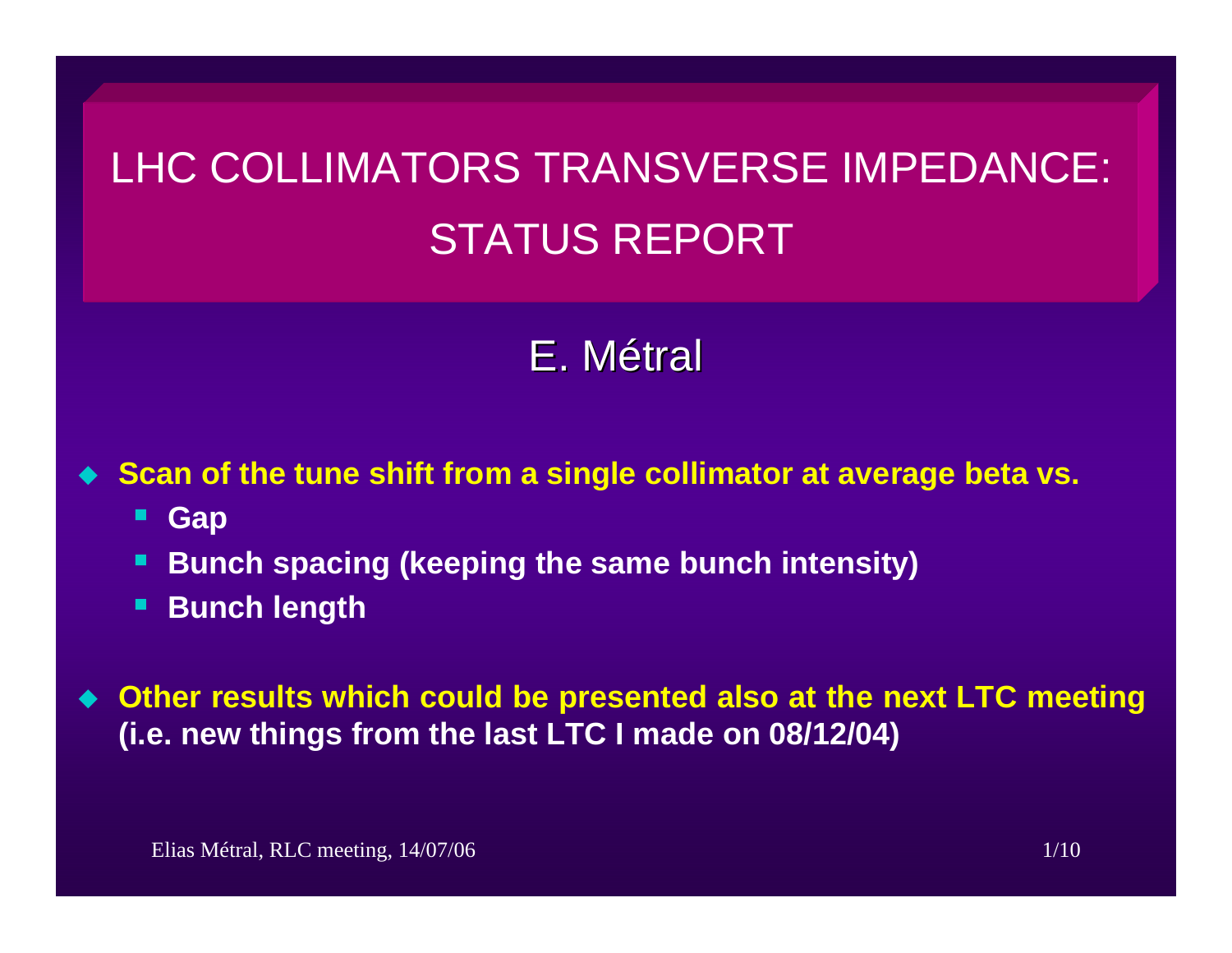# LHC COLLIMATORS TRANSVERSE IMPEDANCE: STATUS REPORT

## E. Métral

- **Scan of the tune shift from a single collimator at average beta vs.**
  - **Gap**
  - **Bunch spacing (keeping the same bunch intensity)**
  - **Bunch length**

- **Other results which could be presented also at the next LTC meeting (i.e. new things from the last LTC I made on 08/12/04)**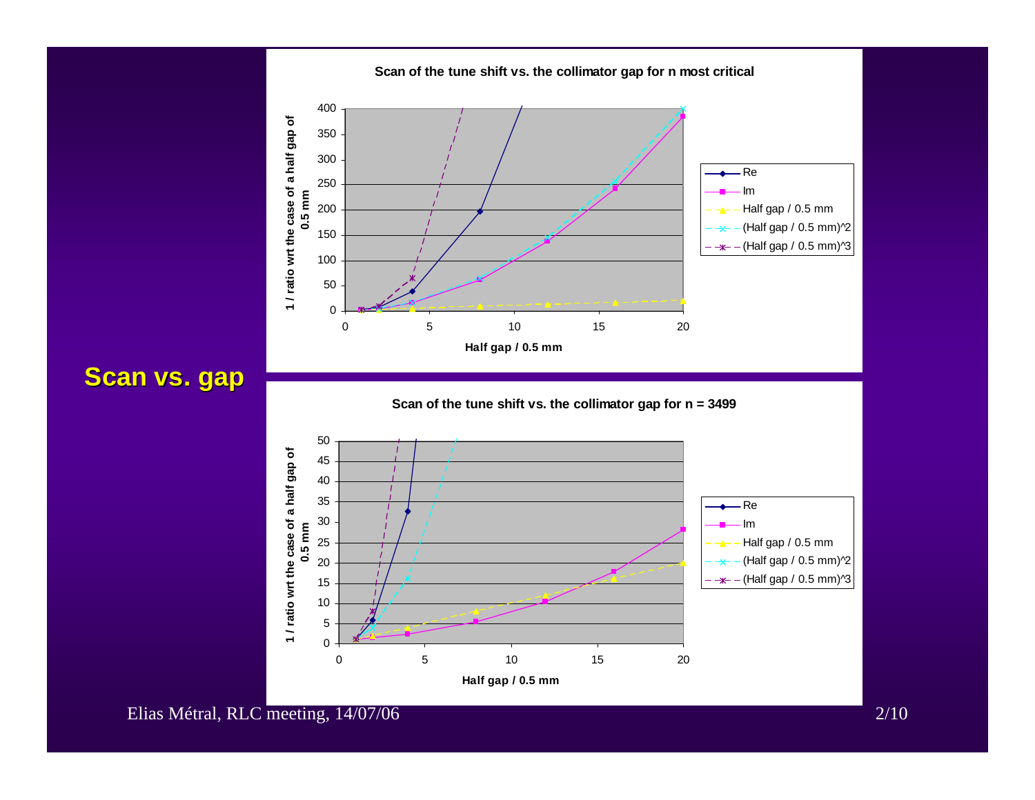## Scan vs. gap

**Scan of the tune shift vs. the collimator gap for n most critical**

- y-axis: 1 / ratio wrt the case of a half gap of 0.5 mm (0 to 400)
- x-axis: Half gap / 0.5 mm (0 to 20)
- Legend: Re; Im; Half gap / 0.5 mm; (Half gap / 0.5 mm)^2; (Half gap / 0.5 mm)^3

**Scan of the tune shift vs. the collimator gap for n = 3499**

- y-axis: 1 / ratio wrt the case of a half gap of 0.5 mm (0 to 50)
- x-axis: Half gap / 0.5 mm (0 to 20)
- Legend: Re; Im; Half gap / 0.5 mm; (Half gap / 0.5 mm)^2; (Half gap / 0.5 mm)^3

Elias Métral, RLC meeting, 14/07/06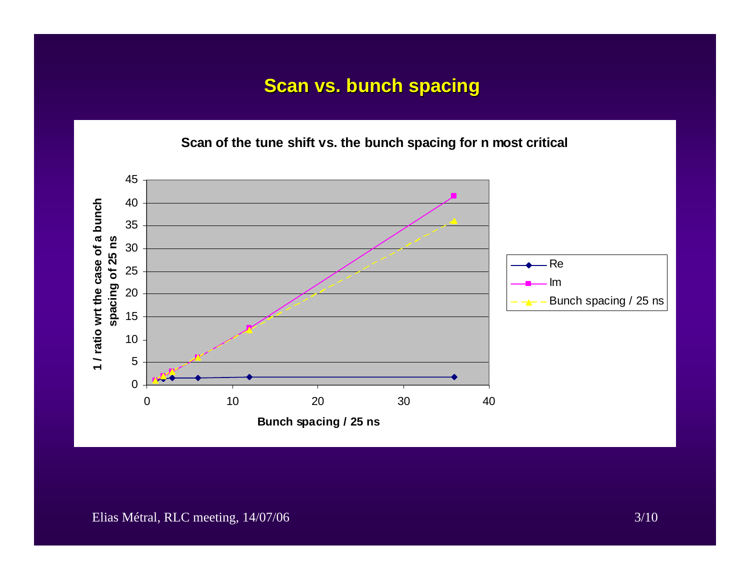# Scan vs. bunch spacing

**Scan of the tune shift vs. the bunch spacing for n most critical**

Y-axis: **1 / ratio wrt the case of a bunch spacing of 25 ns**

X-axis: **Bunch spacing / 25 ns**

Legend:
- Re
- Im
- Bunch spacing / 25 ns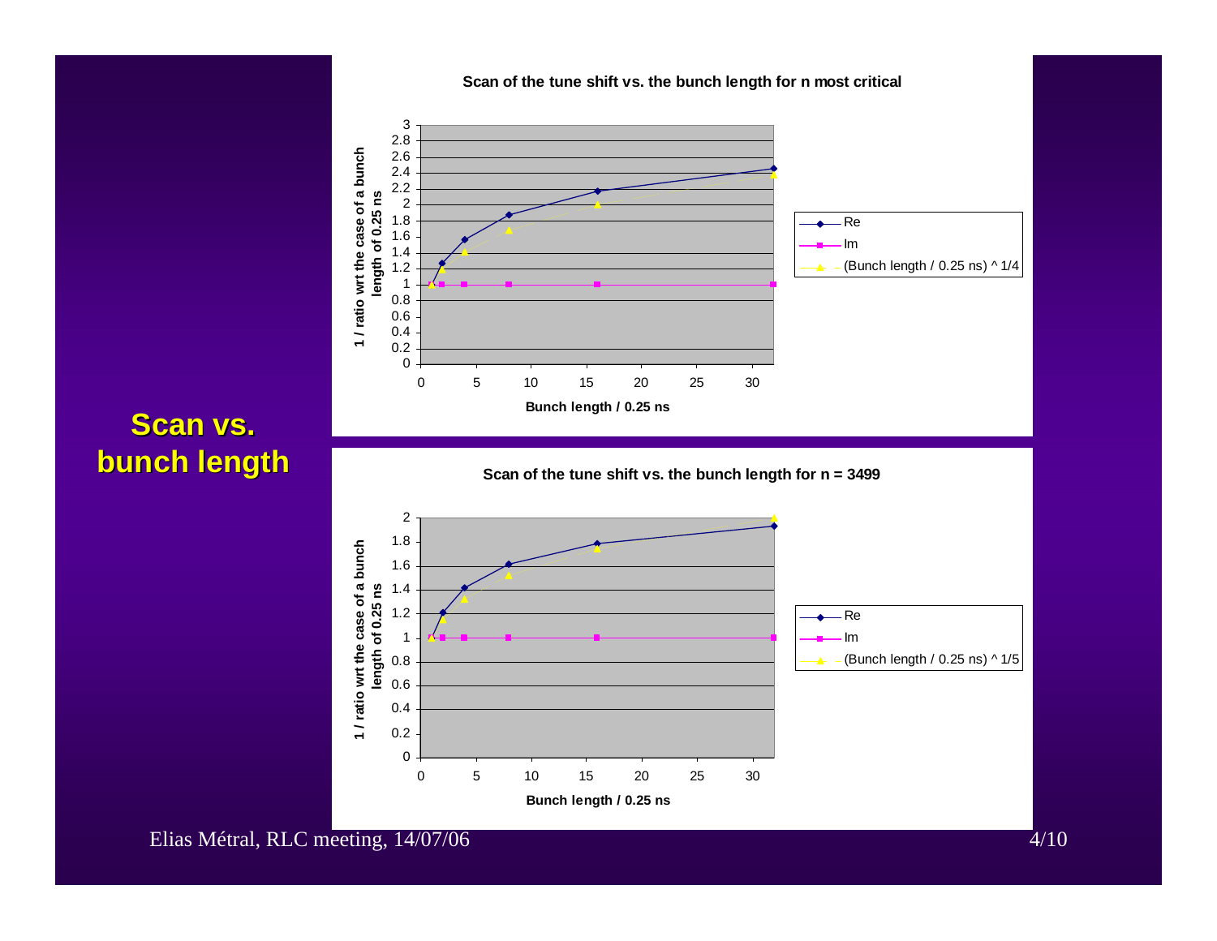# Scan vs. bunch length

**Scan of the tune shift vs. the bunch length for n most critical**

| Bunch length / 0.25 ns | 1 | 2 | 4 | 8 | 16 | 32 |
|---|---|---|---|---|---|---|
| Re | 1 | 1.27 | 1.57 | 1.88 | 2.18 | 2.46 |
| Im | 1 | 1 | 1 | 1 | 1 | 1 |
| (Bunch length / 0.25 ns) ^ 1/4 | 1 | 1.19 | 1.41 | 1.68 | 2 | 2.38 |

Y-axis: 1 / ratio wrt the case of a bunch length of 0.25 ns
X-axis: Bunch length / 0.25 ns

**Scan of the tune shift vs. the bunch length for n = 3499**

| Bunch length / 0.25 ns | 1 | 2 | 4 | 8 | 16 | 32 |
|---|---|---|---|---|---|---|
| Re | 1 | 1.21 | 1.42 | 1.62 | 1.79 | 1.93 |
| Im | 1 | 1 | 1 | 1 | 1 | 1 |
| (Bunch length / 0.25 ns) ^ 1/5 | 1 | 1.15 | 1.32 | 1.52 | 1.74 | 2 |

Y-axis: 1 / ratio wrt the case of a bunch length of 0.25 ns
X-axis: Bunch length / 0.25 ns

Elias Métral, RLC meeting, 14/07/06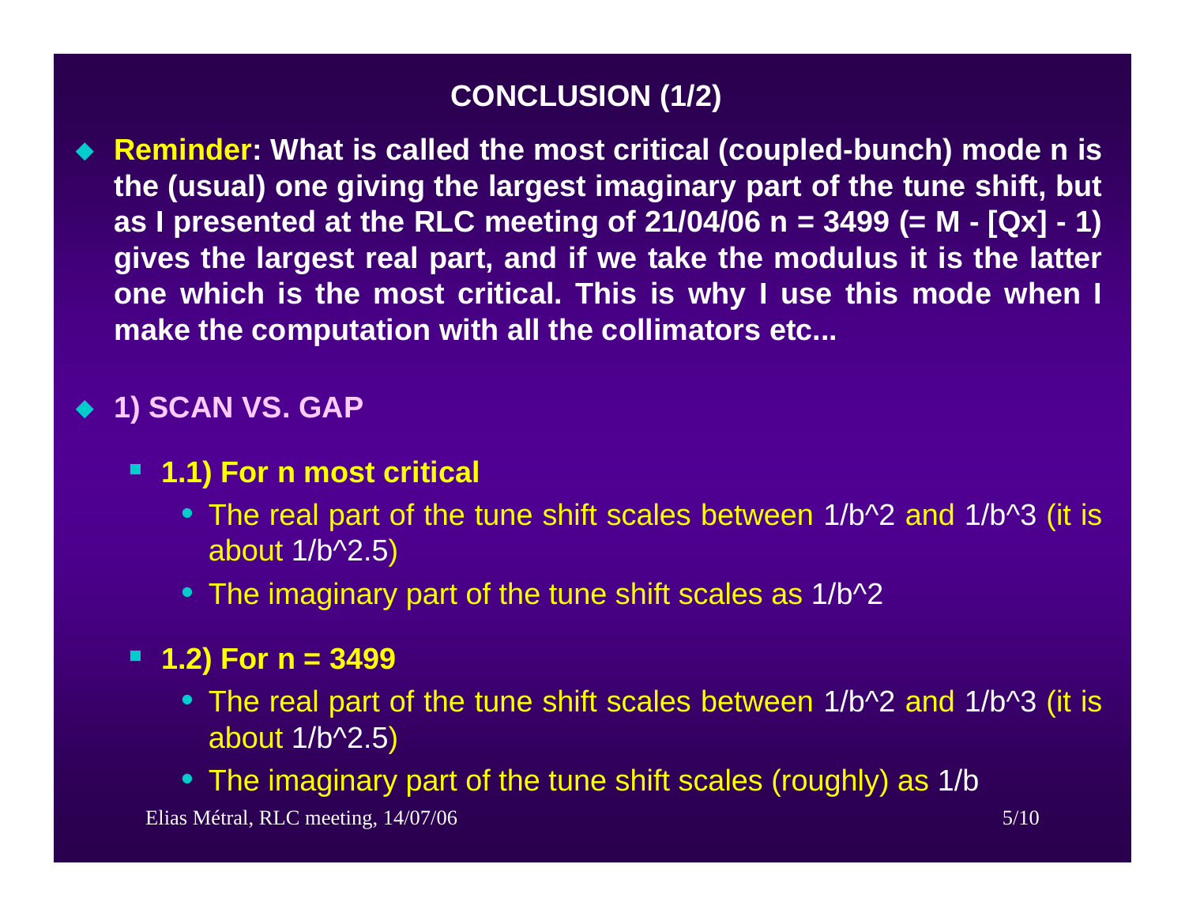## CONCLUSION (1/2)

- **Reminder: What is called the most critical (coupled-bunch) mode n is the (usual) one giving the largest imaginary part of the tune shift, but as I presented at the RLC meeting of 21/04/06 n = 3499 (= M - [Qx] - 1) gives the largest real part, and if we take the modulus it is the latter one which is the most critical. This is why I use this mode when I make the computation with all the collimators etc...**

- **1) SCAN VS. GAP**

  - **1.1) For n most critical**
    - The real part of the tune shift scales between $1/b^2$ and $1/b^3$ (it is about $1/b^{2.5}$)
    - The imaginary part of the tune shift scales as $1/b^2$

  - **1.2) For n = 3499**
    - The real part of the tune shift scales between $1/b^2$ and $1/b^3$ (it is about $1/b^{2.5}$)
    - The imaginary part of the tune shift scales (roughly) as $1/b$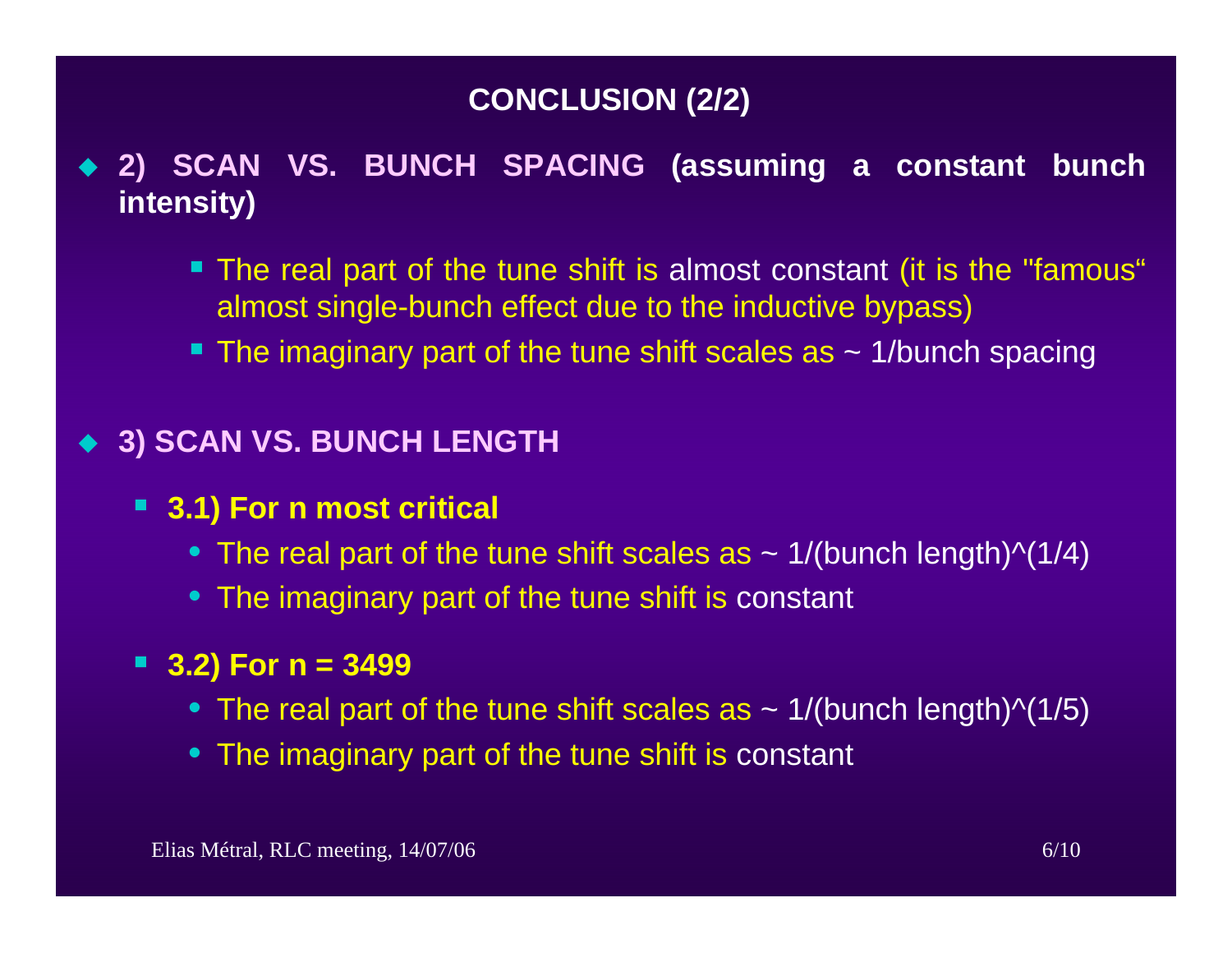## CONCLUSION (2/2)

- **2) SCAN VS. BUNCH SPACING (assuming a constant bunch intensity)**
  - The real part of the tune shift is almost constant (it is the "famous" almost single-bunch effect due to the inductive bypass)
  - The imaginary part of the tune shift scales as ~ 1/bunch spacing

- **3) SCAN VS. BUNCH LENGTH**
  - **3.1) For n most critical**
    - The real part of the tune shift scales as ~ 1/(bunch length)^(1/4)
    - The imaginary part of the tune shift is constant
  - **3.2) For n = 3499**
    - The real part of the tune shift scales as ~ 1/(bunch length)^(1/5)
    - The imaginary part of the tune shift is constant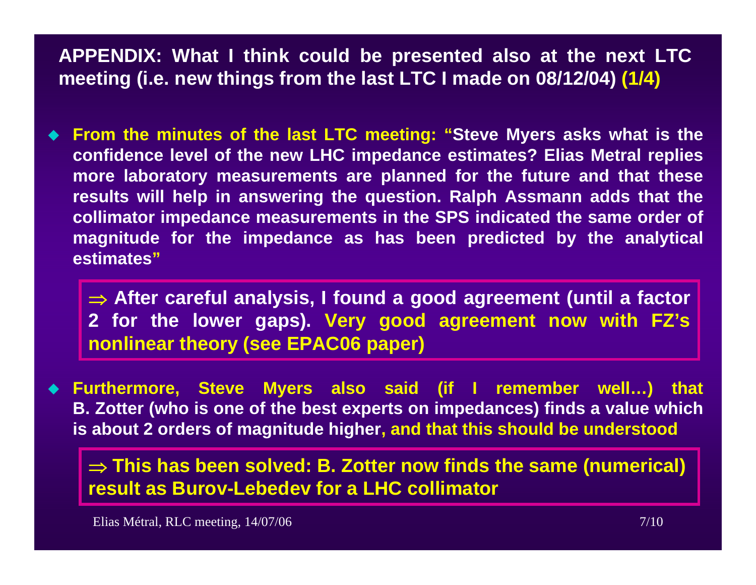## APPENDIX: What I think could be presented also at the next LTC meeting (i.e. new things from the last LTC I made on 08/12/04) (1/4)

- **From the minutes of the last LTC meeting: "Steve Myers asks what is the confidence level of the new LHC impedance estimates? Elias Metral replies more laboratory measurements are planned for the future and that these results will help in answering the question. Ralph Assmann adds that the collimator impedance measurements in the SPS indicated the same order of magnitude for the impedance as has been predicted by the analytical estimates"**

  > **$\Rightarrow$ After careful analysis, I found a good agreement (until a factor 2 for the lower gaps). Very good agreement now with FZ's nonlinear theory (see EPAC06 paper)**

- **Furthermore, Steve Myers also said (if I remember well…) that B. Zotter (who is one of the best experts on impedances) finds a value which is about 2 orders of magnitude higher, and that this should be understood**

  > **$\Rightarrow$ This has been solved: B. Zotter now finds the same (numerical) result as Burov-Lebedev for a LHC collimator**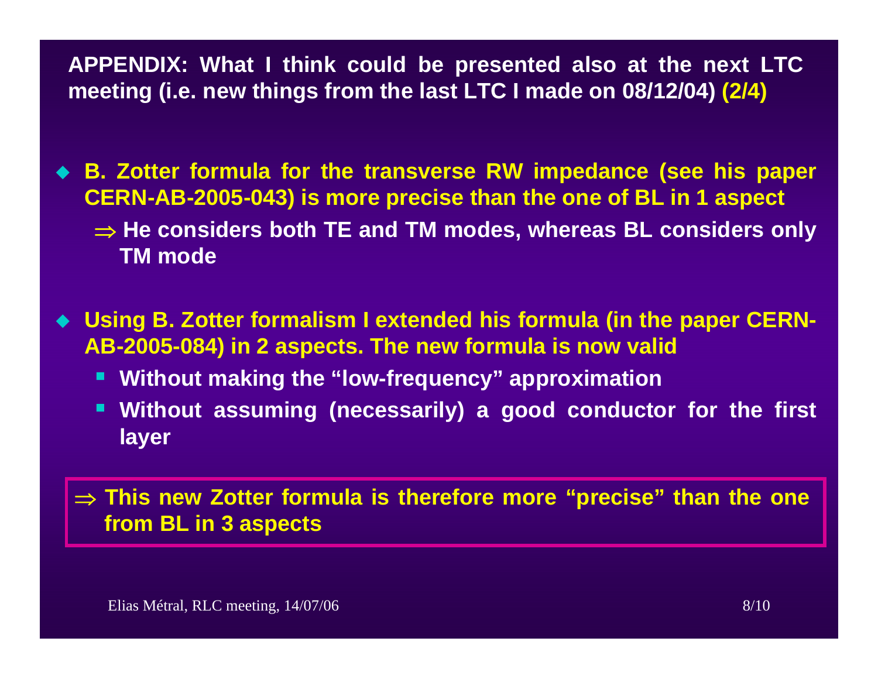## APPENDIX: What I think could be presented also at the next LTC meeting (i.e. new things from the last LTC I made on 08/12/04) (2/4)

- **B. Zotter formula for the transverse RW impedance (see his paper CERN-AB-2005-043) is more precise than the one of BL in 1 aspect**
  - $\Rightarrow$ **He considers both TE and TM modes, whereas BL considers only TM mode**

- **Using B. Zotter formalism I extended his formula (in the paper CERN-AB-2005-084) in 2 aspects. The new formula is now valid**
  - **Without making the “low-frequency” approximation**
  - **Without assuming (necessarily) a good conductor for the first layer**

$\Rightarrow$ **This new Zotter formula is therefore more “precise” than the one from BL in 3 aspects**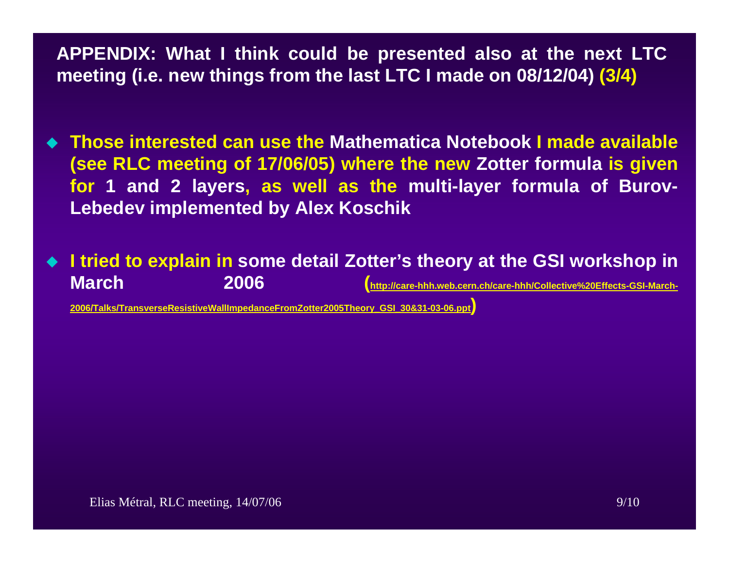## APPENDIX: What I think could be presented also at the next LTC meeting (i.e. new things from the last LTC I made on 08/12/04) (3/4)

- Those interested can use the **Mathematica Notebook** I made available (see RLC meeting of 17/06/05) where the new **Zotter formula** is given for **1 and 2 layers**, as well as the **multi-layer formula of Burov-Lebedev implemented by Alex Koschik**

- I tried to explain in **some detail Zotter's theory at the GSI workshop in March 2006** (http://care-hhh.web.cern.ch/care-hhh/Collective%20Effects-GSI-March-2006/Talks/TransverseResistiveWallImpedanceFromZotter2005Theory_GSI_30&31-03-06.ppt)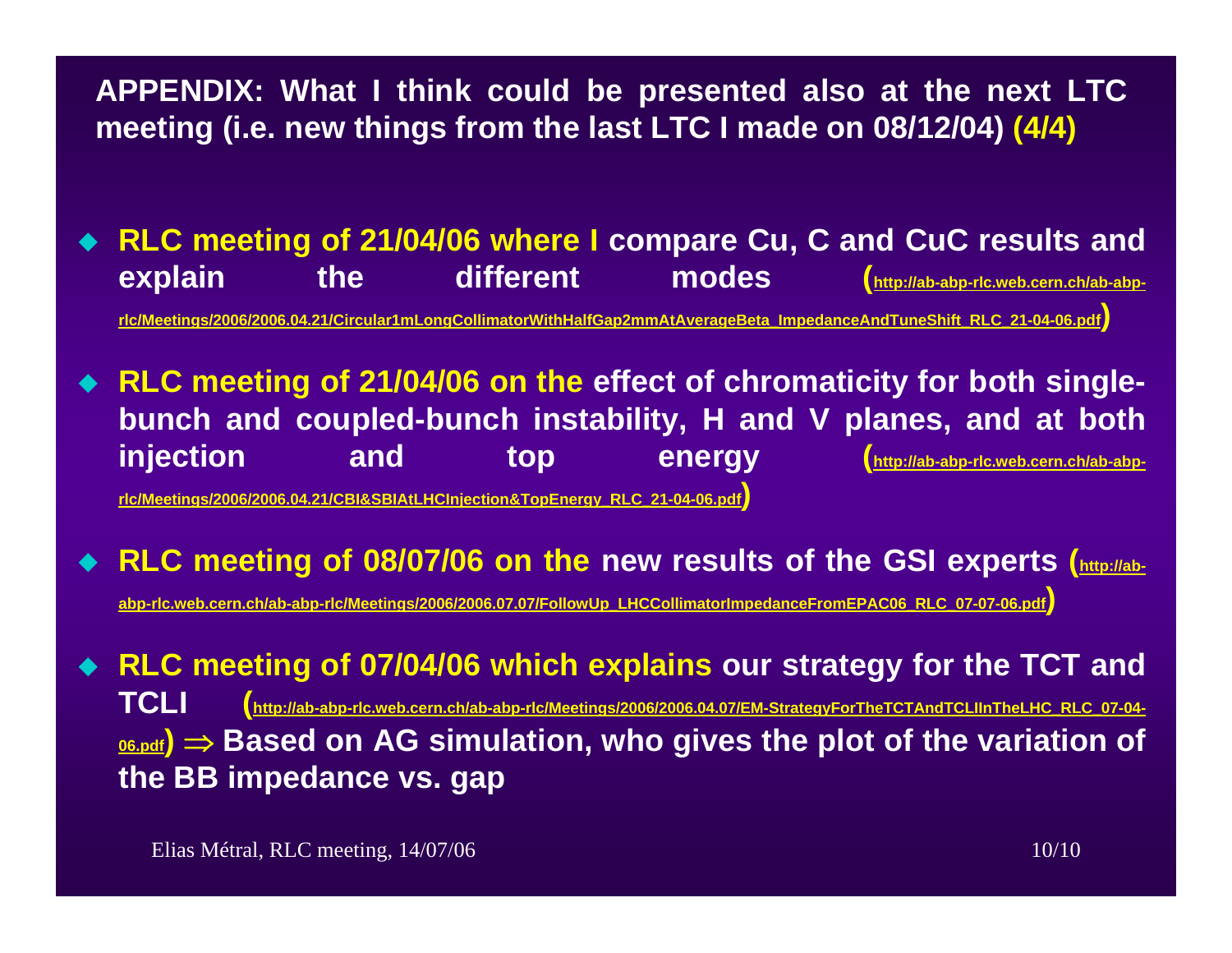## APPENDIX: What I think could be presented also at the next LTC meeting (i.e. new things from the last LTC I made on 08/12/04) (4/4)

- **RLC meeting of 21/04/06 where I compare Cu, C and CuC results and explain the different modes (http://ab-abp-rlc.web.cern.ch/ab-abp-rlc/Meetings/2006/2006.04.21/Circular1mLongCollimatorWithHalfGap2mmAtAverageBeta_ImpedanceAndTuneShift_RLC_21-04-06.pdf)**
- **RLC meeting of 21/04/06 on the effect of chromaticity for both single-bunch and coupled-bunch instability, H and V planes, and at both injection and top energy (http://ab-abp-rlc.web.cern.ch/ab-abp-rlc/Meetings/2006/2006.04.21/CBI&SBIAtLHCInjection&TopEnergy_RLC_21-04-06.pdf)**
- **RLC meeting of 08/07/06 on the new results of the GSI experts (http://ab-abp-rlc.web.cern.ch/ab-abp-rlc/Meetings/2006/2006.07.07/FollowUp_LHCCollimatorImpedanceFromEPAC06_RLC_07-07-06.pdf)**
- **RLC meeting of 07/04/06 which explains our strategy for the TCT and TCLI (http://ab-abp-rlc.web.cern.ch/ab-abp-rlc/Meetings/2006/2006.04.07/EM-StrategyForTheTCTAndTCLIInTheLHC_RLC_07-04-06.pdf) $\Rightarrow$ Based on AG simulation, who gives the plot of the variation of the BB impedance vs. gap**